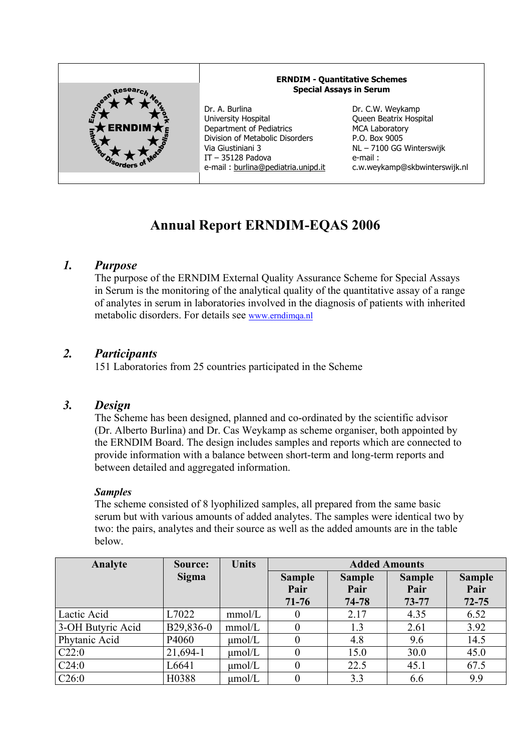**ERNDIM - Quantitative Schemes**
**Special Assays in Serum**

Dr. A. Burlina
University Hospital
Department of Pediatrics
Division of Metabolic Disorders
Via Giustiniani 3
IT – 35128 Padova
e-mail : burlina@pediatria.unipd.it

Dr. C.W. Weykamp
Queen Beatrix Hospital
MCA Laboratory
P.O. Box 9005
NL – 7100 GG Winterswijk
e-mail :
c.w.weykamp@skbwinterswijk.nl

# Annual Report ERNDIM-EQAS 2006

## *1. Purpose*

The purpose of the ERNDIM External Quality Assurance Scheme for Special Assays in Serum is the monitoring of the analytical quality of the quantitative assay of a range of analytes in serum in laboratories involved in the diagnosis of patients with inherited metabolic disorders. For details see www.erndimqa.nl

## *2. Participants*

151 Laboratories from 25 countries participated in the Scheme

## *3. Design*

The Scheme has been designed, planned and co-ordinated by the scientific advisor (Dr. Alberto Burlina) and Dr. Cas Weykamp as scheme organiser, both appointed by the ERNDIM Board. The design includes samples and reports which are connected to provide information with a balance between short-term and long-term reports and between detailed and aggregated information.

### *Samples*

The scheme consisted of 8 lyophilized samples, all prepared from the same basic serum but with various amounts of added analytes. The samples were identical two by two: the pairs, analytes and their source as well as the added amounts are in the table below.

| Analyte | Source: Sigma | Units | Added Amounts | | | |
|---|---|---|---|---|---|---|
| | | | Sample Pair 71-76 | Sample Pair 74-78 | Sample Pair 73-77 | Sample Pair 72-75 |
| Lactic Acid | L7022 | mmol/L | 0 | 2.17 | 4.35 | 6.52 |
| 3-OH Butyric Acid | B29,836-0 | mmol/L | 0 | 1.3 | 2.61 | 3.92 |
| Phytanic Acid | P4060 | µmol/L | 0 | 4.8 | 9.6 | 14.5 |
| C22:0 | 21,694-1 | µmol/L | 0 | 15.0 | 30.0 | 45.0 |
| C24:0 | L6641 | µmol/L | 0 | 22.5 | 45.1 | 67.5 |
| C26:0 | H0388 | µmol/L | 0 | 3.3 | 6.6 | 9.9 |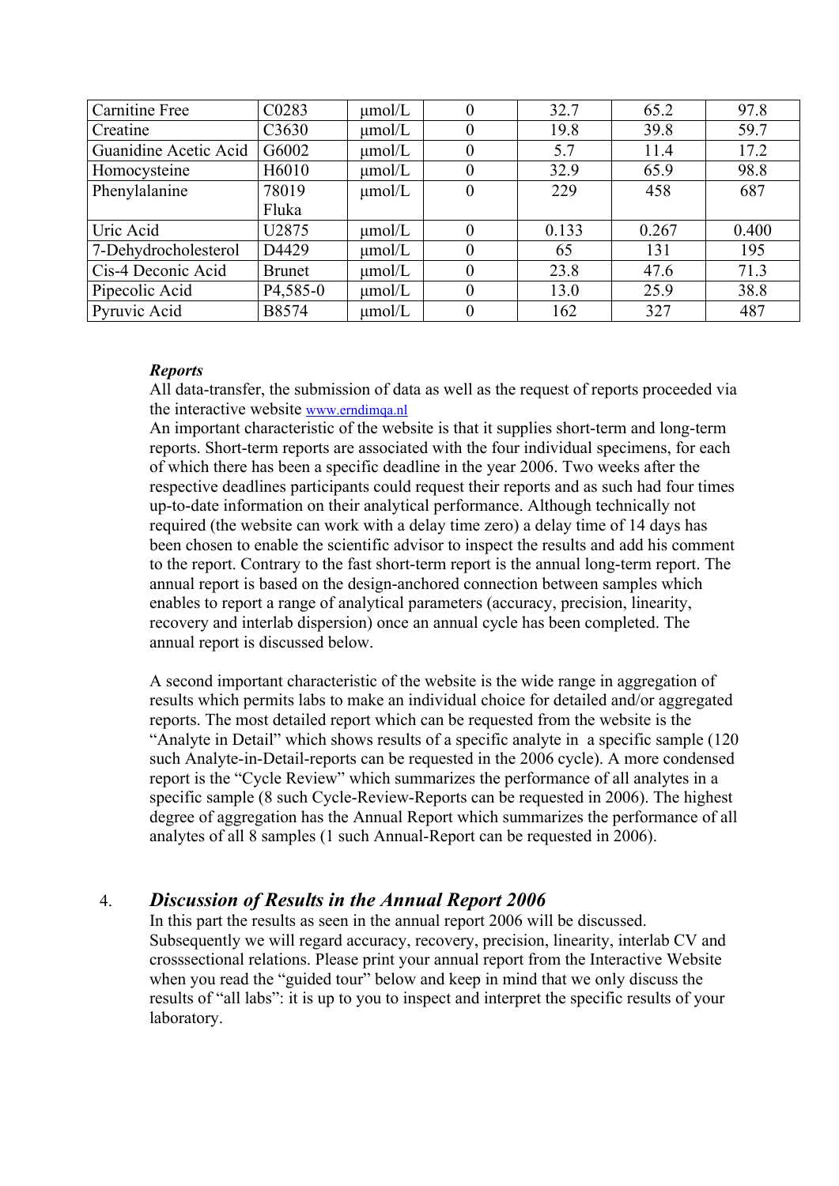| Carnitine Free | C0283 | µmol/L | 0 | 32.7 | 65.2 | 97.8 |
|---|---|---|---|---|---|---|
| Creatine | C3630 | µmol/L | 0 | 19.8 | 39.8 | 59.7 |
| Guanidine Acetic Acid | G6002 | µmol/L | 0 | 5.7 | 11.4 | 17.2 |
| Homocysteine | H6010 | µmol/L | 0 | 32.9 | 65.9 | 98.8 |
| Phenylalanine | 78019 Fluka | µmol/L | 0 | 229 | 458 | 687 |
| Uric Acid | U2875 | µmol/L | 0 | 0.133 | 0.267 | 0.400 |
| 7-Dehydrocholesterol | D4429 | µmol/L | 0 | 65 | 131 | 195 |
| Cis-4 Deconic Acid | Brunet | µmol/L | 0 | 23.8 | 47.6 | 71.3 |
| Pipecolic Acid | P4,585-0 | µmol/L | 0 | 13.0 | 25.9 | 38.8 |
| Pyruvic Acid | B8574 | µmol/L | 0 | 162 | 327 | 487 |

***Reports***

All data-transfer, the submission of data as well as the request of reports proceeded via the interactive website www.erndimqa.nl

An important characteristic of the website is that it supplies short-term and long-term reports. Short-term reports are associated with the four individual specimens, for each of which there has been a specific deadline in the year 2006. Two weeks after the respective deadlines participants could request their reports and as such had four times up-to-date information on their analytical performance. Although technically not required (the website can work with a delay time zero) a delay time of 14 days has been chosen to enable the scientific advisor to inspect the results and add his comment to the report. Contrary to the fast short-term report is the annual long-term report. The annual report is based on the design-anchored connection between samples which enables to report a range of analytical parameters (accuracy, precision, linearity, recovery and interlab dispersion) once an annual cycle has been completed. The annual report is discussed below.

A second important characteristic of the website is the wide range in aggregation of results which permits labs to make an individual choice for detailed and/or aggregated reports. The most detailed report which can be requested from the website is the "Analyte in Detail" which shows results of a specific analyte in a specific sample (120 such Analyte-in-Detail-reports can be requested in the 2006 cycle). A more condensed report is the "Cycle Review" which summarizes the performance of all analytes in a specific sample (8 such Cycle-Review-Reports can be requested in 2006). The highest degree of aggregation has the Annual Report which summarizes the performance of all analytes of all 8 samples (1 such Annual-Report can be requested in 2006).

## 4. *Discussion of Results in the Annual Report 2006*

In this part the results as seen in the annual report 2006 will be discussed. Subsequently we will regard accuracy, recovery, precision, linearity, interlab CV and crosssectional relations. Please print your annual report from the Interactive Website when you read the "guided tour" below and keep in mind that we only discuss the results of "all labs": it is up to you to inspect and interpret the specific results of your laboratory.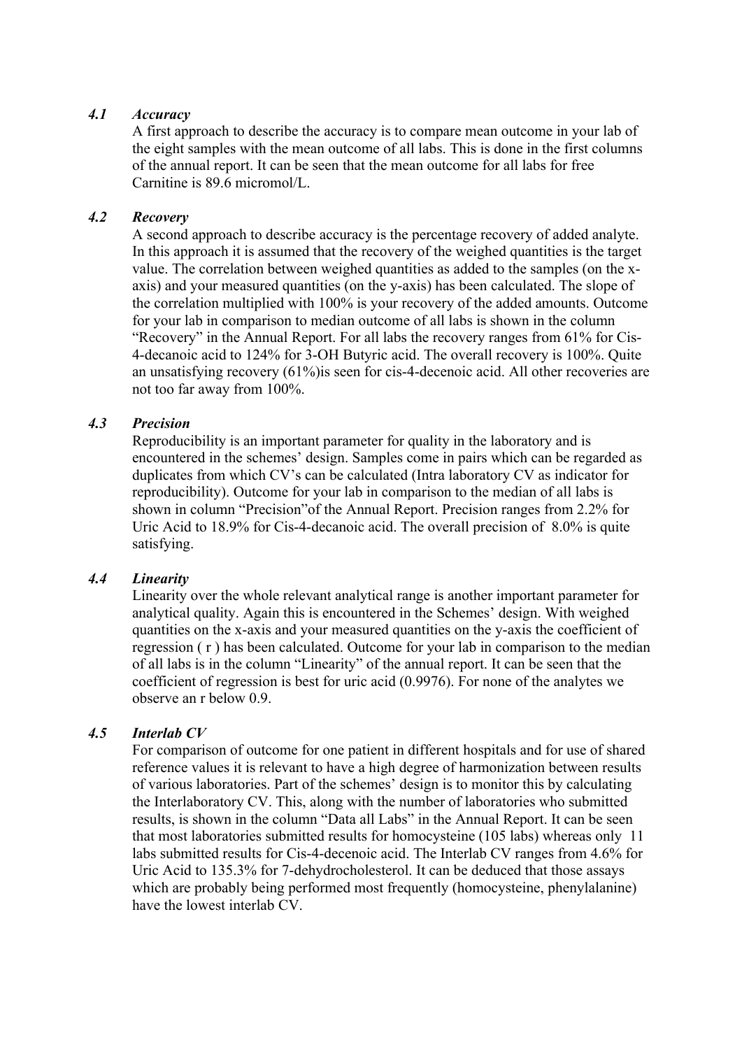### *4.1 Accuracy*

A first approach to describe the accuracy is to compare mean outcome in your lab of the eight samples with the mean outcome of all labs. This is done in the first columns of the annual report. It can be seen that the mean outcome for all labs for free Carnitine is 89.6 micromol/L.

### *4.2 Recovery*

A second approach to describe accuracy is the percentage recovery of added analyte. In this approach it is assumed that the recovery of the weighed quantities is the target value. The correlation between weighed quantities as added to the samples (on the x-axis) and your measured quantities (on the y-axis) has been calculated. The slope of the correlation multiplied with 100% is your recovery of the added amounts. Outcome for your lab in comparison to median outcome of all labs is shown in the column "Recovery" in the Annual Report. For all labs the recovery ranges from 61% for Cis-4-decanoic acid to 124% for 3-OH Butyric acid. The overall recovery is 100%. Quite an unsatisfying recovery (61%)is seen for cis-4-decenoic acid. All other recoveries are not too far away from 100%.

### *4.3 Precision*

Reproducibility is an important parameter for quality in the laboratory and is encountered in the schemes' design. Samples come in pairs which can be regarded as duplicates from which CV's can be calculated (Intra laboratory CV as indicator for reproducibility). Outcome for your lab in comparison to the median of all labs is shown in column "Precision"of the Annual Report. Precision ranges from 2.2% for Uric Acid to 18.9% for Cis-4-decanoic acid. The overall precision of 8.0% is quite satisfying.

### *4.4 Linearity*

Linearity over the whole relevant analytical range is another important parameter for analytical quality. Again this is encountered in the Schemes' design. With weighed quantities on the x-axis and your measured quantities on the y-axis the coefficient of regression ( r ) has been calculated. Outcome for your lab in comparison to the median of all labs is in the column "Linearity" of the annual report. It can be seen that the coefficient of regression is best for uric acid (0.9976). For none of the analytes we observe an r below 0.9.

### *4.5 Interlab CV*

For comparison of outcome for one patient in different hospitals and for use of shared reference values it is relevant to have a high degree of harmonization between results of various laboratories. Part of the schemes' design is to monitor this by calculating the Interlaboratory CV. This, along with the number of laboratories who submitted results, is shown in the column "Data all Labs" in the Annual Report. It can be seen that most laboratories submitted results for homocysteine (105 labs) whereas only 11 labs submitted results for Cis-4-decenoic acid. The Interlab CV ranges from 4.6% for Uric Acid to 135.3% for 7-dehydrocholesterol. It can be deduced that those assays which are probably being performed most frequently (homocysteine, phenylalanine) have the lowest interlab CV.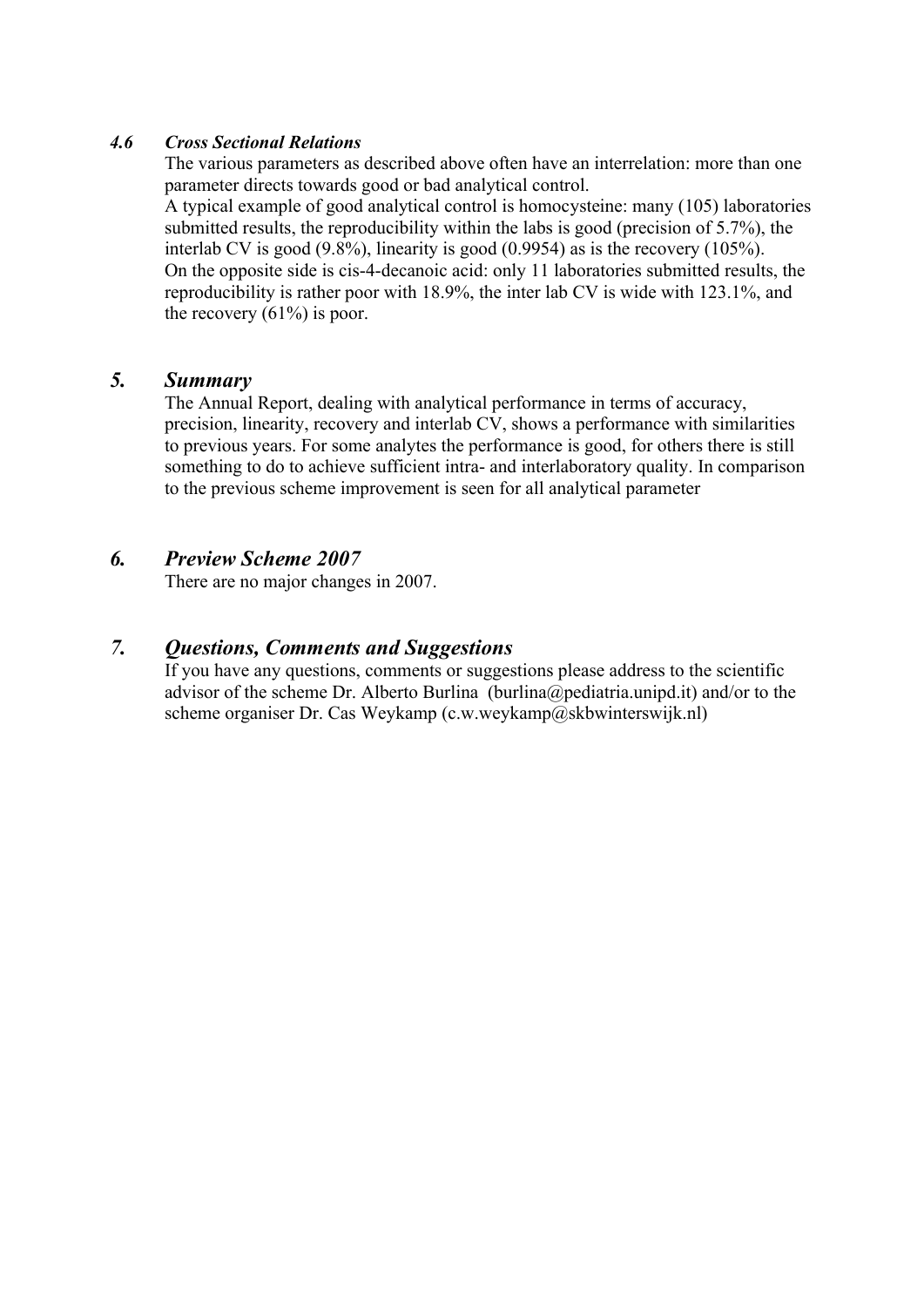### *4.6 Cross Sectional Relations*

The various parameters as described above often have an interrelation: more than one parameter directs towards good or bad analytical control.

A typical example of good analytical control is homocysteine: many (105) laboratories submitted results, the reproducibility within the labs is good (precision of 5.7%), the interlab CV is good (9.8%), linearity is good (0.9954) as is the recovery (105%).

On the opposite side is cis-4-decanoic acid: only 11 laboratories submitted results, the reproducibility is rather poor with 18.9%, the inter lab CV is wide with 123.1%, and the recovery (61%) is poor.

## *5. Summary*

The Annual Report, dealing with analytical performance in terms of accuracy, precision, linearity, recovery and interlab CV, shows a performance with similarities to previous years. For some analytes the performance is good, for others there is still something to do to achieve sufficient intra- and interlaboratory quality. In comparison to the previous scheme improvement is seen for all analytical parameter

## *6. Preview Scheme 2007*

There are no major changes in 2007.

## *7. Questions, Comments and Suggestions*

If you have any questions, comments or suggestions please address to the scientific advisor of the scheme Dr. Alberto Burlina (burlina@pediatria.unipd.it) and/or to the scheme organiser Dr. Cas Weykamp (c.w.weykamp@skbwinterswijk.nl)